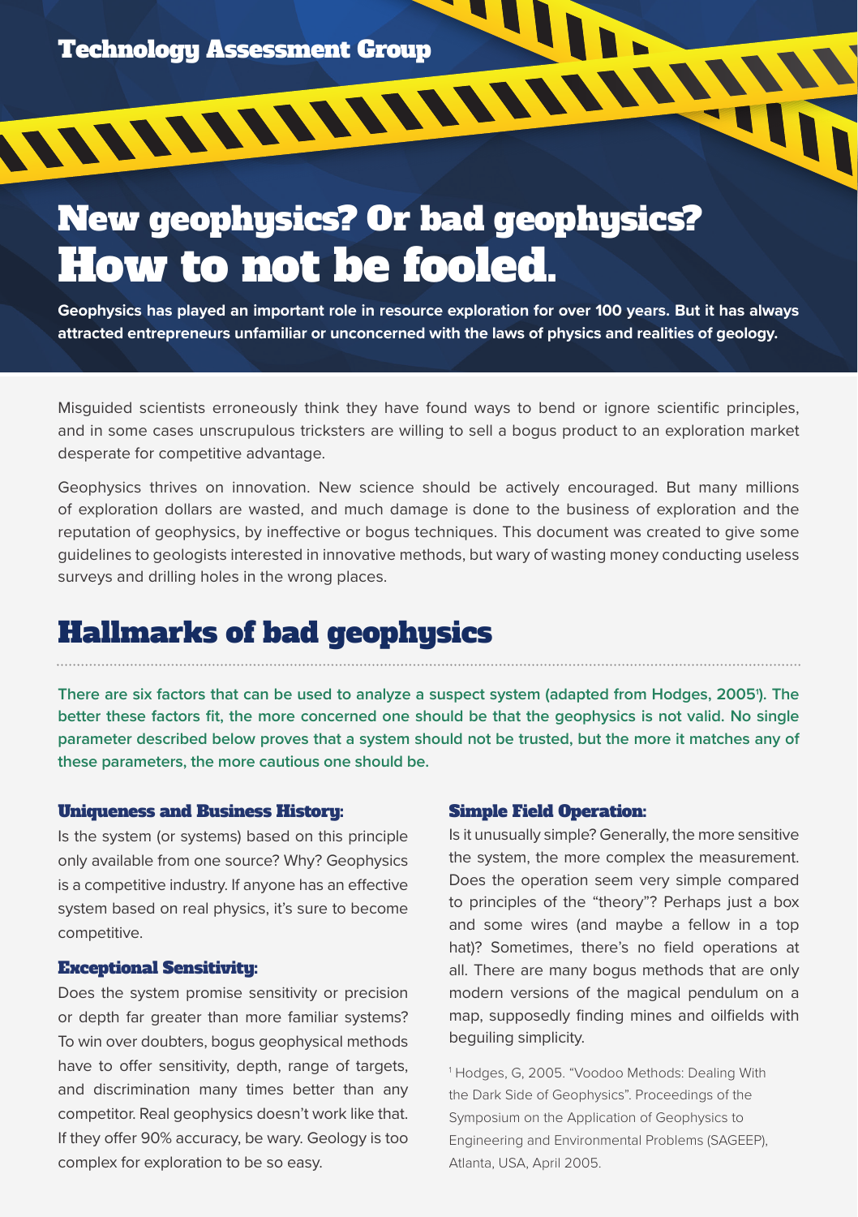Technology Assessment Group

# New geophysics? Or bad geophysics? How to not be fooled.

**Geophysics has played an important role in resource exploration for over 100 years. But it has always attracted entrepreneurs unfamiliar or unconcerned with the laws of physics and realities of geology.**

Misguided scientists erroneously think they have found ways to bend or ignore scientific principles, and in some cases unscrupulous tricksters are willing to sell a bogus product to an exploration market desperate for competitive advantage.

Geophysics thrives on innovation. New science should be actively encouraged. But many millions of exploration dollars are wasted, and much damage is done to the business of exploration and the reputation of geophysics, by ineffective or bogus techniques. This document was created to give some guidelines to geologists interested in innovative methods, but wary of wasting money conducting useless surveys and drilling holes in the wrong places.

## Hallmarks of bad geophysics

There are six factors that can be used to analyze a suspect system (adapted from Hodges, 2005[1]). The better these factors fit, the more concerned one should be that the geophysics is not valid. No single parameter described below proves that a system should not be trusted, but the more it matches any of these parameters, the more cautious one should be.

### Uniqueness and Business History:

Is the system (or systems) based on this principle only available from one source? Why? Geophysics is a competitive industry. If anyone has an effective system based on real physics, it's sure to become competitive.

### Exceptional Sensitivity:

Does the system promise sensitivity or precision or depth far greater than more familiar systems? To win over doubters, bogus geophysical methods have to offer sensitivity, depth, range of targets, and discrimination many times better than any competitor. Real geophysics doesn't work like that. If they offer 90% accuracy, be wary. Geology is too complex for exploration to be so easy.

### Simple Field Operation:

Is it unusually simple? Generally, the more sensitive the system, the more complex the measurement. Does the operation seem very simple compared to principles of the "theory"? Perhaps just a box and some wires (and maybe a fellow in a top hat)? Sometimes, there's no field operations at all. There are many bogus methods that are only modern versions of the magical pendulum on a map, supposedly finding mines and oilfields with beguiling simplicity.

[1] Hodges, G, 2005. "Voodoo Methods: Dealing With the Dark Side of Geophysics". Proceedings of the Symposium on the Application of Geophysics to Engineering and Environmental Problems (SAGEEP), Atlanta, USA, April 2005.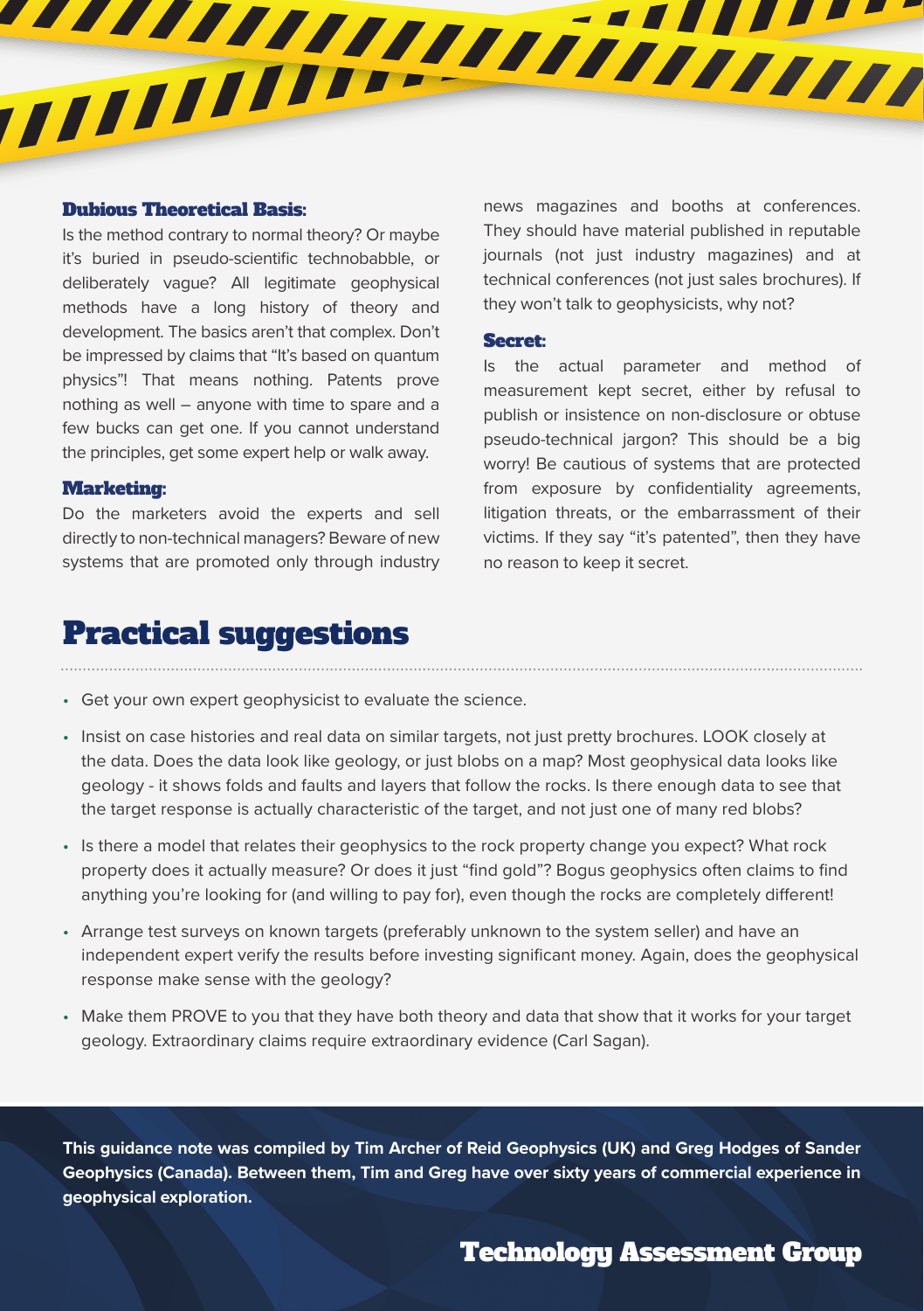### Dubious Theoretical Basis:

Is the method contrary to normal theory? Or maybe it's buried in pseudo-scientific technobabble, or deliberately vague? All legitimate geophysical methods have a long history of theory and development. The basics aren't that complex. Don't be impressed by claims that "It's based on quantum physics"! That means nothing. Patents prove nothing as well – anyone with time to spare and a few bucks can get one. If you cannot understand the principles, get some expert help or walk away.

### Marketing:

Do the marketers avoid the experts and sell directly to non-technical managers? Beware of new systems that are promoted only through industry news magazines and booths at conferences. They should have material published in reputable journals (not just industry magazines) and at technical conferences (not just sales brochures). If they won't talk to geophysicists, why not?

### Secret:

Is the actual parameter and method of measurement kept secret, either by refusal to publish or insistence on non-disclosure or obtuse pseudo-technical jargon? This should be a big worry! Be cautious of systems that are protected from exposure by confidentiality agreements, litigation threats, or the embarrassment of their victims. If they say "it's patented", then they have no reason to keep it secret.

## Practical suggestions

- Get your own expert geophysicist to evaluate the science.
- Insist on case histories and real data on similar targets, not just pretty brochures. LOOK closely at the data. Does the data look like geology, or just blobs on a map? Most geophysical data looks like geology - it shows folds and faults and layers that follow the rocks. Is there enough data to see that the target response is actually characteristic of the target, and not just one of many red blobs?
- Is there a model that relates their geophysics to the rock property change you expect? What rock property does it actually measure? Or does it just "find gold"? Bogus geophysics often claims to find anything you're looking for (and willing to pay for), even though the rocks are completely different!
- Arrange test surveys on known targets (preferably unknown to the system seller) and have an independent expert verify the results before investing significant money. Again, does the geophysical response make sense with the geology?
- Make them PROVE to you that they have both theory and data that show that it works for your target geology. Extraordinary claims require extraordinary evidence (Carl Sagan).

**This guidance note was compiled by Tim Archer of Reid Geophysics (UK) and Greg Hodges of Sander Geophysics (Canada). Between them, Tim and Greg have over sixty years of commercial experience in geophysical exploration.**

**Technology Assessment Group**